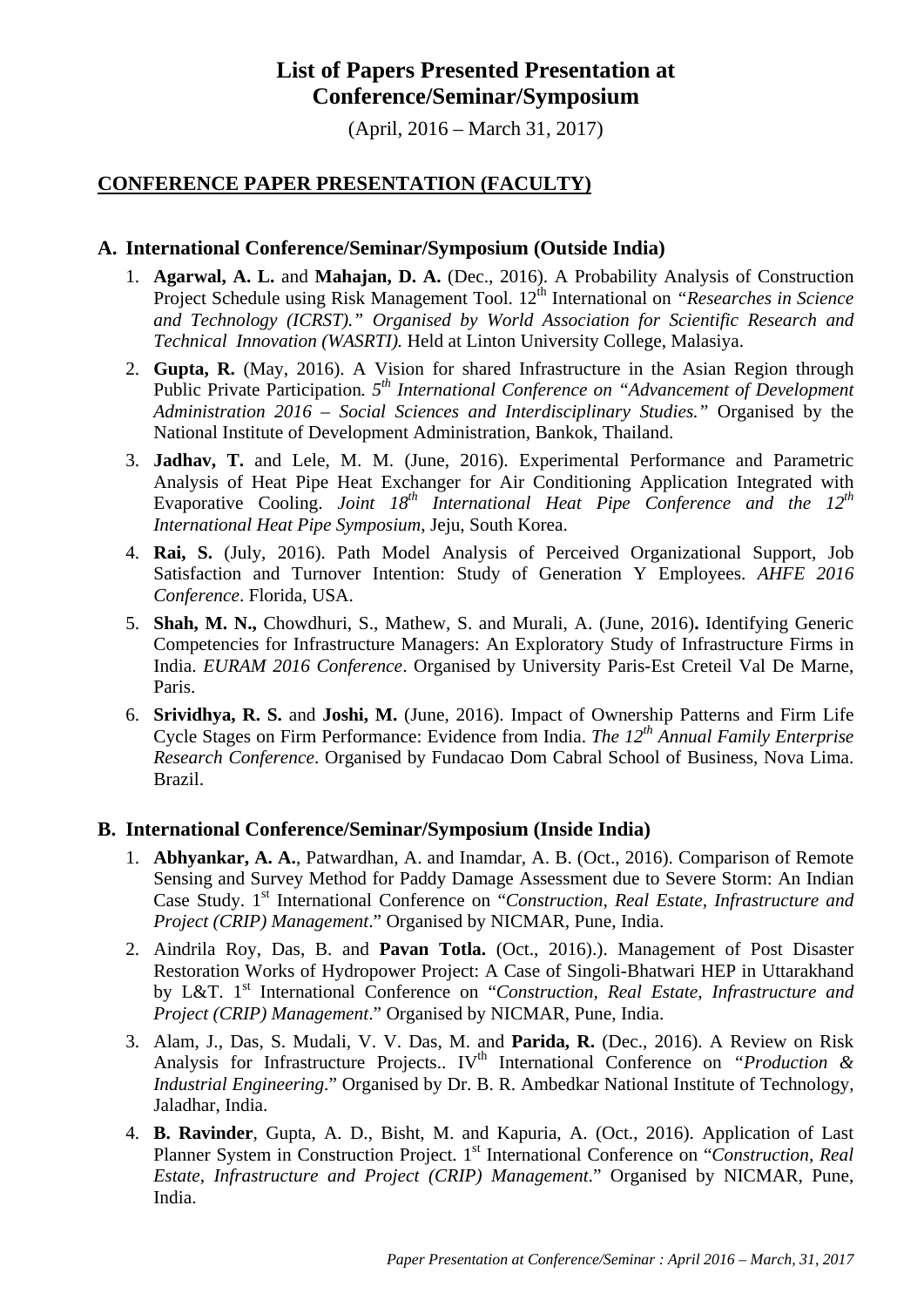# List of Papers Presented Presentation at Conference/Seminar/Symposium

(April, 2016 – March 31, 2017)

## CONFERENCE PAPER PRESENTATION (FACULTY)

### A. International Conference/Seminar/Symposium (Outside India)

1. **Agarwal, A. L.** and **Mahajan, D. A.** (Dec., 2016). A Probability Analysis of Construction Project Schedule using Risk Management Tool. 12th International on *"Researches in Science and Technology (ICRST)." Organised by World Association for Scientific Research and Technical Innovation (WASRTI).* Held at Linton University College, Malasiya.
2. **Gupta, R.** (May, 2016). A Vision for shared Infrastructure in the Asian Region through Public Private Participation*. 5th International Conference on "Advancement of Development Administration 2016 – Social Sciences and Interdisciplinary Studies."* Organised by the National Institute of Development Administration, Bankok, Thailand.
3. **Jadhav, T.** and Lele, M. M. (June, 2016). Experimental Performance and Parametric Analysis of Heat Pipe Heat Exchanger for Air Conditioning Application Integrated with Evaporative Cooling. *Joint 18th International Heat Pipe Conference and the 12th International Heat Pipe Symposium*, Jeju, South Korea.
4. **Rai, S.** (July, 2016). Path Model Analysis of Perceived Organizational Support, Job Satisfaction and Turnover Intention: Study of Generation Y Employees. *AHFE 2016 Conference*. Florida, USA.
5. **Shah, M. N.,** Chowdhuri, S., Mathew, S. and Murali, A. (June, 2016)**.** Identifying Generic Competencies for Infrastructure Managers: An Exploratory Study of Infrastructure Firms in India. *EURAM 2016 Conference*. Organised by University Paris-Est Creteil Val De Marne, Paris.
6. **Srividhya, R. S.** and **Joshi, M.** (June, 2016). Impact of Ownership Patterns and Firm Life Cycle Stages on Firm Performance: Evidence from India. *The 12th Annual Family Enterprise Research Conference*. Organised by Fundacao Dom Cabral School of Business, Nova Lima. Brazil.

### B. International Conference/Seminar/Symposium (Inside India)

1. **Abhyankar, A. A.**, Patwardhan, A. and Inamdar, A. B. (Oct., 2016). Comparison of Remote Sensing and Survey Method for Paddy Damage Assessment due to Severe Storm: An Indian Case Study. 1st International Conference on "*Construction, Real Estate, Infrastructure and Project (CRIP) Management*." Organised by NICMAR, Pune, India.
2. Aindrila Roy, Das, B. and **Pavan Totla.** (Oct., 2016).). Management of Post Disaster Restoration Works of Hydropower Project: A Case of Singoli-Bhatwari HEP in Uttarakhand by L&T. 1st International Conference on "*Construction, Real Estate, Infrastructure and Project (CRIP) Management*." Organised by NICMAR, Pune, India.
3. Alam, J., Das, S. Mudali, V. V. Das, M. and **Parida, R.** (Dec., 2016). A Review on Risk Analysis for Infrastructure Projects.. IVth International Conference on "*Production & Industrial Engineering*." Organised by Dr. B. R. Ambedkar National Institute of Technology, Jaladhar, India.
4. **B. Ravinder**, Gupta, A. D., Bisht, M. and Kapuria, A. (Oct., 2016). Application of Last Planner System in Construction Project. 1st International Conference on "*Construction, Real Estate, Infrastructure and Project (CRIP) Management*." Organised by NICMAR, Pune, India.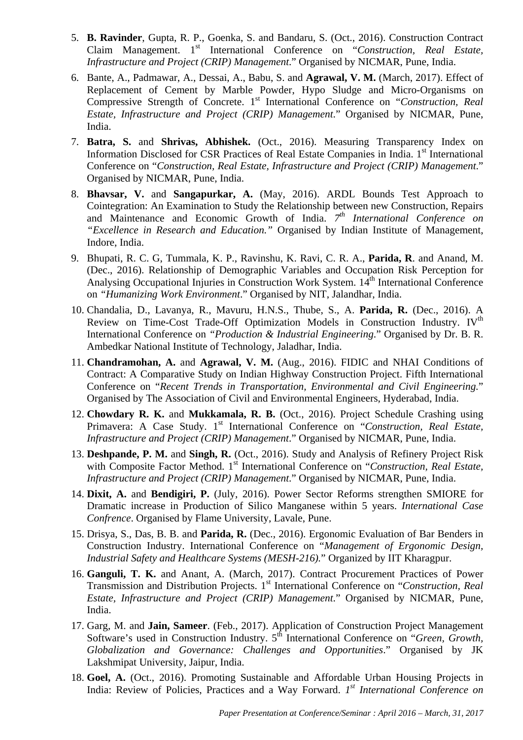5. **B. Ravinder**, Gupta, R. P., Goenka, S. and Bandaru, S. (Oct., 2016). Construction Contract Claim Management. 1[st] International Conference on "*Construction, Real Estate, Infrastructure and Project (CRIP) Management.*" Organised by NICMAR, Pune, India.
6. Bante, A., Padmawar, A., Dessai, A., Babu, S. and **Agrawal, V. M.** (March, 2017). Effect of Replacement of Cement by Marble Powder, Hypo Sludge and Micro-Organisms on Compressive Strength of Concrete. 1[st] International Conference on "*Construction, Real Estate, Infrastructure and Project (CRIP) Management.*" Organised by NICMAR, Pune, India.
7. **Batra, S.** and **Shrivas, Abhishek.** (Oct., 2016). Measuring Transparency Index on Information Disclosed for CSR Practices of Real Estate Companies in India. 1[st] International Conference on "*Construction, Real Estate, Infrastructure and Project (CRIP) Management.*" Organised by NICMAR, Pune, India.
8. **Bhavsar, V.** and **Sangapurkar, A.** (May, 2016). ARDL Bounds Test Approach to Cointegration: An Examination to Study the Relationship between new Construction, Repairs and Maintenance and Economic Growth of India. *7[th] International Conference on "Excellence in Research and Education."* Organised by Indian Institute of Management, Indore, India.
9. Bhupati, R. C. G, Tummala, K. P., Ravinshu, K. Ravi, C. R. A., **Parida, R**. and Anand, M. (Dec., 2016). Relationship of Demographic Variables and Occupation Risk Perception for Analysing Occupational Injuries in Construction Work System. 14[th] International Conference on *"Humanizing Work Environment*." Organised by NIT, Jalandhar, India.
10. Chandalia, D., Lavanya, R., Mavuru, H.N.S., Thube, S., A. **Parida, R.** (Dec., 2016). A Review on Time-Cost Trade-Off Optimization Models in Construction Industry. IV[th] International Conference on *"Production & Industrial Engineering*." Organised by Dr. B. R. Ambedkar National Institute of Technology, Jaladhar, India.
11. **Chandramohan, A.** and **Agrawal, V. M.** (Aug., 2016). FIDIC and NHAI Conditions of Contract: A Comparative Study on Indian Highway Construction Project. Fifth International Conference on "*Recent Trends in Transportation, Environmental and Civil Engineering.*" Organised by The Association of Civil and Environmental Engineers, Hyderabad, India.
12. **Chowdary R. K.** and **Mukkamala, R. B.** (Oct., 2016). Project Schedule Crashing using Primavera: A Case Study. 1[st] International Conference on "*Construction, Real Estate, Infrastructure and Project (CRIP) Management*." Organised by NICMAR, Pune, India.
13. **Deshpande, P. M.** and **Singh, R.** (Oct., 2016). Study and Analysis of Refinery Project Risk with Composite Factor Method. 1[st] International Conference on "*Construction, Real Estate, Infrastructure and Project (CRIP) Management.*" Organised by NICMAR, Pune, India.
14. **Dixit, A.** and **Bendigiri, P.** (July, 2016). Power Sector Reforms strengthen SMIORE for Dramatic increase in Production of Silico Manganese within 5 years. *International Case Confrence*. Organised by Flame University, Lavale, Pune.
15. Drisya, S., Das, B. B. and **Parida, R.** (Dec., 2016). Ergonomic Evaluation of Bar Benders in Construction Industry. International Conference on "*Management of Ergonomic Design, Industrial Safety and Healthcare Systems (MESH-216).*" Organized by IIT Kharagpur.
16. **Ganguli, T. K.** and Anant, A. (March, 2017). Contract Procurement Practices of Power Transmission and Distribution Projects. 1[st] International Conference on "*Construction, Real Estate, Infrastructure and Project (CRIP) Management.*" Organised by NICMAR, Pune, India.
17. Garg, M. and **Jain, Sameer**. (Feb., 2017). Application of Construction Project Management Software's used in Construction Industry. 5[th] International Conference on "*Green, Growth, Globalization and Governance: Challenges and Opportunities*." Organised by JK Lakshmipat University, Jaipur, India.
18. **Goel, A.** (Oct., 2016). Promoting Sustainable and Affordable Urban Housing Projects in India: Review of Policies, Practices and a Way Forward. *1[st] International Conference on*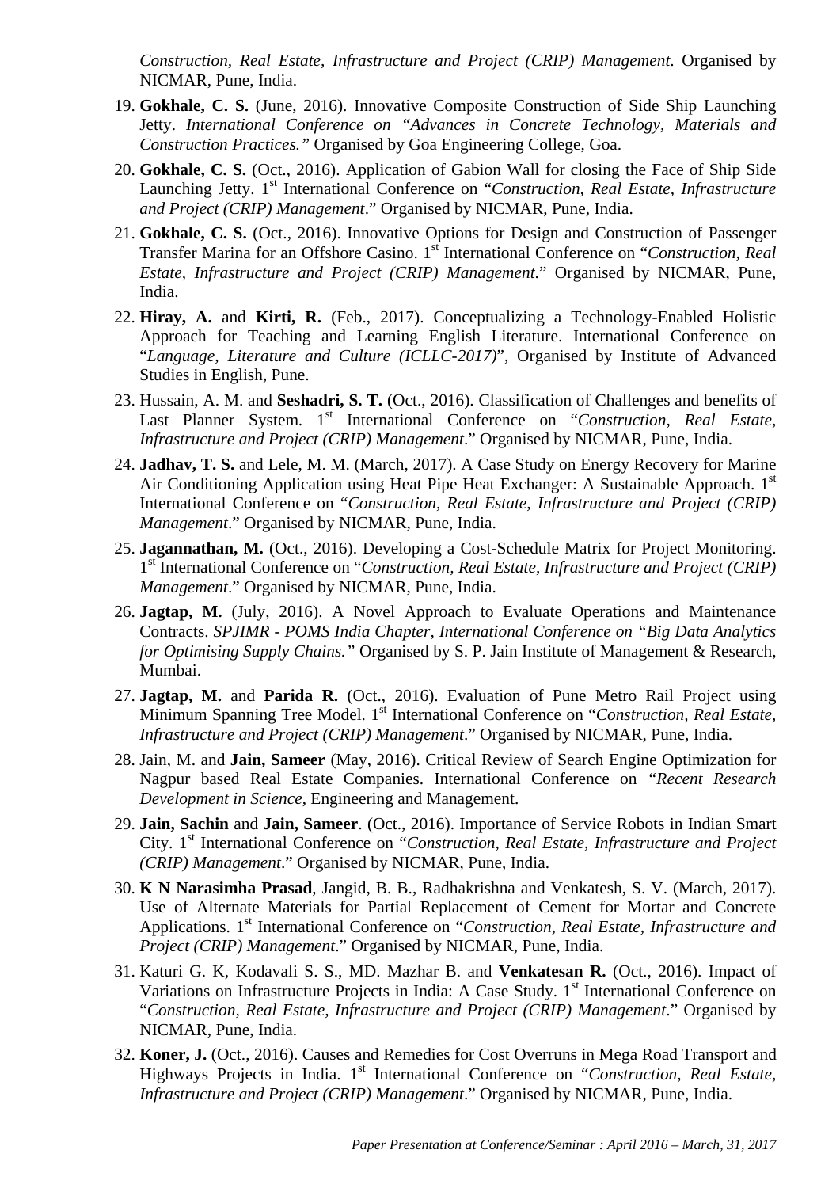*Construction, Real Estate, Infrastructure and Project (CRIP) Management*. Organised by NICMAR, Pune, India.

19. **Gokhale, C. S.** (June, 2016). Innovative Composite Construction of Side Ship Launching Jetty. *International Conference on "Advances in Concrete Technology, Materials and Construction Practices."* Organised by Goa Engineering College, Goa.

20. **Gokhale, C. S.** (Oct., 2016). Application of Gabion Wall for closing the Face of Ship Side Launching Jetty. 1st International Conference on "*Construction, Real Estate, Infrastructure and Project (CRIP) Management*." Organised by NICMAR, Pune, India.

21. **Gokhale, C. S.** (Oct., 2016). Innovative Options for Design and Construction of Passenger Transfer Marina for an Offshore Casino. 1st International Conference on "*Construction, Real Estate, Infrastructure and Project (CRIP) Management*." Organised by NICMAR, Pune, India.

22. **Hiray, A.** and **Kirti, R.** (Feb., 2017). Conceptualizing a Technology-Enabled Holistic Approach for Teaching and Learning English Literature. International Conference on "*Language, Literature and Culture (ICLLC-2017)*", Organised by Institute of Advanced Studies in English, Pune.

23. Hussain, A. M. and **Seshadri, S. T.** (Oct., 2016). Classification of Challenges and benefits of Last Planner System. 1st International Conference on "*Construction, Real Estate, Infrastructure and Project (CRIP) Management*." Organised by NICMAR, Pune, India.

24. **Jadhav, T. S.** and Lele, M. M. (March, 2017). A Case Study on Energy Recovery for Marine Air Conditioning Application using Heat Pipe Heat Exchanger: A Sustainable Approach. 1st International Conference on "*Construction, Real Estate, Infrastructure and Project (CRIP) Management*." Organised by NICMAR, Pune, India.

25. **Jagannathan, M.** (Oct., 2016). Developing a Cost-Schedule Matrix for Project Monitoring. 1st International Conference on "*Construction, Real Estate, Infrastructure and Project (CRIP) Management*." Organised by NICMAR, Pune, India.

26. **Jagtap, M.** (July, 2016). A Novel Approach to Evaluate Operations and Maintenance Contracts. *SPJIMR - POMS India Chapter, International Conference on "Big Data Analytics for Optimising Supply Chains."* Organised by S. P. Jain Institute of Management & Research, Mumbai.

27. **Jagtap, M.** and **Parida R.** (Oct., 2016). Evaluation of Pune Metro Rail Project using Minimum Spanning Tree Model. 1st International Conference on "*Construction, Real Estate, Infrastructure and Project (CRIP) Management*." Organised by NICMAR, Pune, India.

28. Jain, M. and **Jain, Sameer** (May, 2016). Critical Review of Search Engine Optimization for Nagpur based Real Estate Companies. International Conference on "*Recent Research Development in Science*, Engineering and Management.

29. **Jain, Sachin** and **Jain, Sameer**. (Oct., 2016). Importance of Service Robots in Indian Smart City. 1st International Conference on "*Construction, Real Estate, Infrastructure and Project (CRIP) Management*." Organised by NICMAR, Pune, India.

30. **K N Narasimha Prasad**, Jangid, B. B., Radhakrishna and Venkatesh, S. V. (March, 2017). Use of Alternate Materials for Partial Replacement of Cement for Mortar and Concrete Applications. 1st International Conference on "*Construction, Real Estate, Infrastructure and Project (CRIP) Management*." Organised by NICMAR, Pune, India.

31. Katuri G. K, Kodavali S. S., MD. Mazhar B. and **Venkatesan R.** (Oct., 2016). Impact of Variations on Infrastructure Projects in India: A Case Study. 1st International Conference on "*Construction, Real Estate, Infrastructure and Project (CRIP) Management*." Organised by NICMAR, Pune, India.

32. **Koner, J.** (Oct., 2016). Causes and Remedies for Cost Overruns in Mega Road Transport and Highways Projects in India. 1st International Conference on "*Construction, Real Estate, Infrastructure and Project (CRIP) Management*." Organised by NICMAR, Pune, India.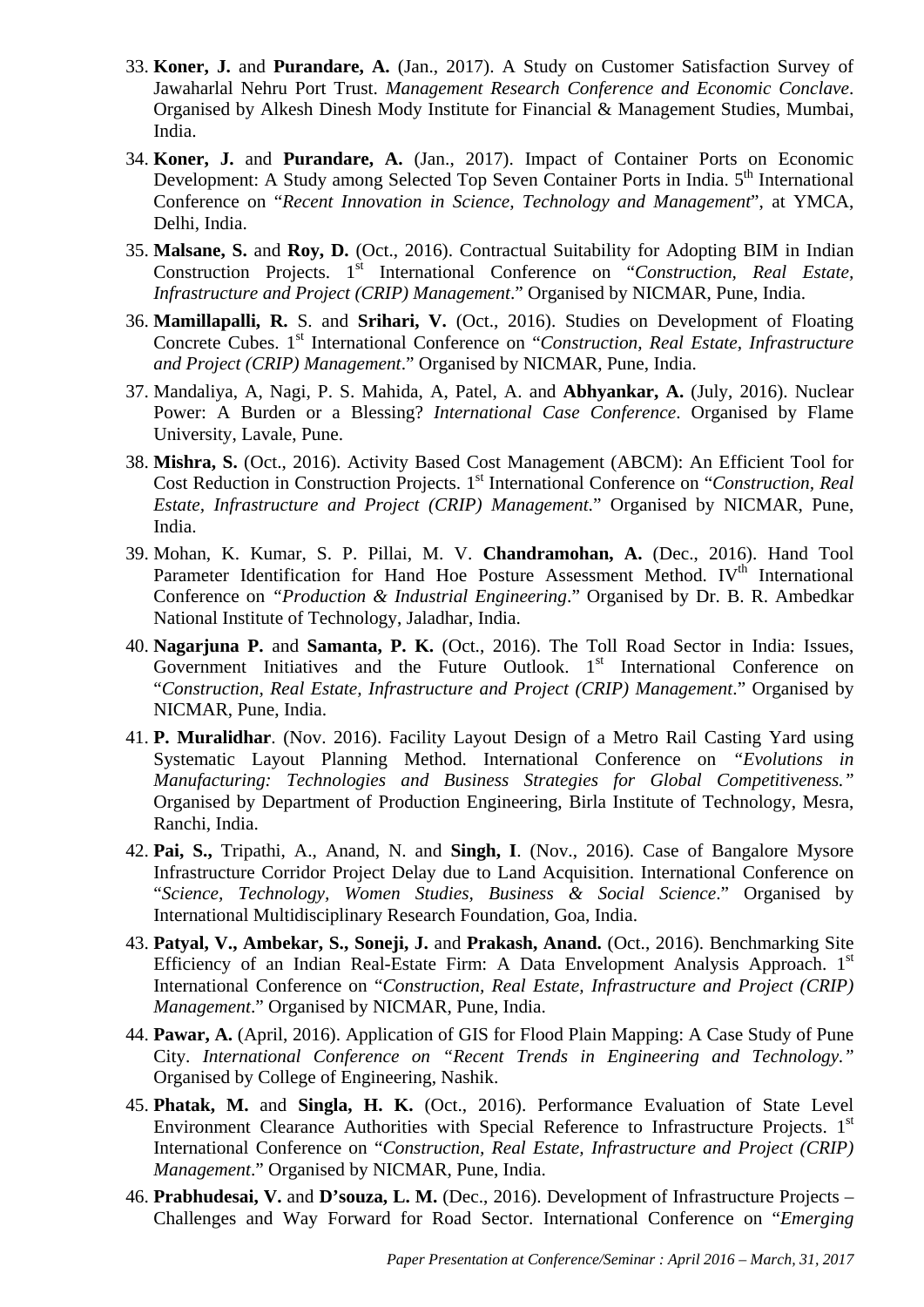33. **Koner, J.** and **Purandare, A.** (Jan., 2017). A Study on Customer Satisfaction Survey of Jawaharlal Nehru Port Trust. *Management Research Conference and Economic Conclave*. Organised by Alkesh Dinesh Mody Institute for Financial & Management Studies, Mumbai, India.

34. **Koner, J.** and **Purandare, A.** (Jan., 2017). Impact of Container Ports on Economic Development: A Study among Selected Top Seven Container Ports in India. 5th International Conference on "*Recent Innovation in Science, Technology and Management*", at YMCA, Delhi, India.

35. **Malsane, S.** and **Roy, D.** (Oct., 2016). Contractual Suitability for Adopting BIM in Indian Construction Projects. 1st International Conference on "*Construction, Real Estate, Infrastructure and Project (CRIP) Management*." Organised by NICMAR, Pune, India.

36. **Mamillapalli, R.** S. and **Srihari, V.** (Oct., 2016). Studies on Development of Floating Concrete Cubes. 1st International Conference on "*Construction, Real Estate, Infrastructure and Project (CRIP) Management*." Organised by NICMAR, Pune, India.

37. Mandaliya, A, Nagi, P. S. Mahida, A, Patel, A. and **Abhyankar, A.** (July, 2016). Nuclear Power: A Burden or a Blessing? *International Case Conference*. Organised by Flame University, Lavale, Pune.

38. **Mishra, S.** (Oct., 2016). Activity Based Cost Management (ABCM): An Efficient Tool for Cost Reduction in Construction Projects. 1st International Conference on "*Construction, Real Estate, Infrastructure and Project (CRIP) Management*." Organised by NICMAR, Pune, India.

39. Mohan, K. Kumar, S. P. Pillai, M. V. **Chandramohan, A.** (Dec., 2016). Hand Tool Parameter Identification for Hand Hoe Posture Assessment Method. IVth International Conference on "*Production & Industrial Engineering*." Organised by Dr. B. R. Ambedkar National Institute of Technology, Jaladhar, India.

40. **Nagarjuna P.** and **Samanta, P. K.** (Oct., 2016). The Toll Road Sector in India: Issues, Government Initiatives and the Future Outlook. 1st International Conference on "*Construction, Real Estate, Infrastructure and Project (CRIP) Management*." Organised by NICMAR, Pune, India.

41. **P. Muralidhar**. (Nov. 2016). Facility Layout Design of a Metro Rail Casting Yard using Systematic Layout Planning Method. International Conference on "*Evolutions in Manufacturing: Technologies and Business Strategies for Global Competitiveness.*" Organised by Department of Production Engineering, Birla Institute of Technology, Mesra, Ranchi, India.

42. **Pai, S.,** Tripathi, A., Anand, N. and **Singh, I**. (Nov., 2016). Case of Bangalore Mysore Infrastructure Corridor Project Delay due to Land Acquisition. International Conference on "*Science, Technology, Women Studies, Business & Social Science*." Organised by International Multidisciplinary Research Foundation, Goa, India.

43. **Patyal, V., Ambekar, S., Soneji, J.** and **Prakash, Anand.** (Oct., 2016). Benchmarking Site Efficiency of an Indian Real-Estate Firm: A Data Envelopment Analysis Approach. 1st International Conference on "*Construction, Real Estate, Infrastructure and Project (CRIP) Management*." Organised by NICMAR, Pune, India.

44. **Pawar, A.** (April, 2016). Application of GIS for Flood Plain Mapping: A Case Study of Pune City. *International Conference on "Recent Trends in Engineering and Technology."* Organised by College of Engineering, Nashik.

45. **Phatak, M.** and **Singla, H. K.** (Oct., 2016). Performance Evaluation of State Level Environment Clearance Authorities with Special Reference to Infrastructure Projects. 1st International Conference on "*Construction, Real Estate, Infrastructure and Project (CRIP) Management*." Organised by NICMAR, Pune, India.

46. **Prabhudesai, V.** and **D'souza, L. M.** (Dec., 2016). Development of Infrastructure Projects – Challenges and Way Forward for Road Sector. International Conference on "*Emerging*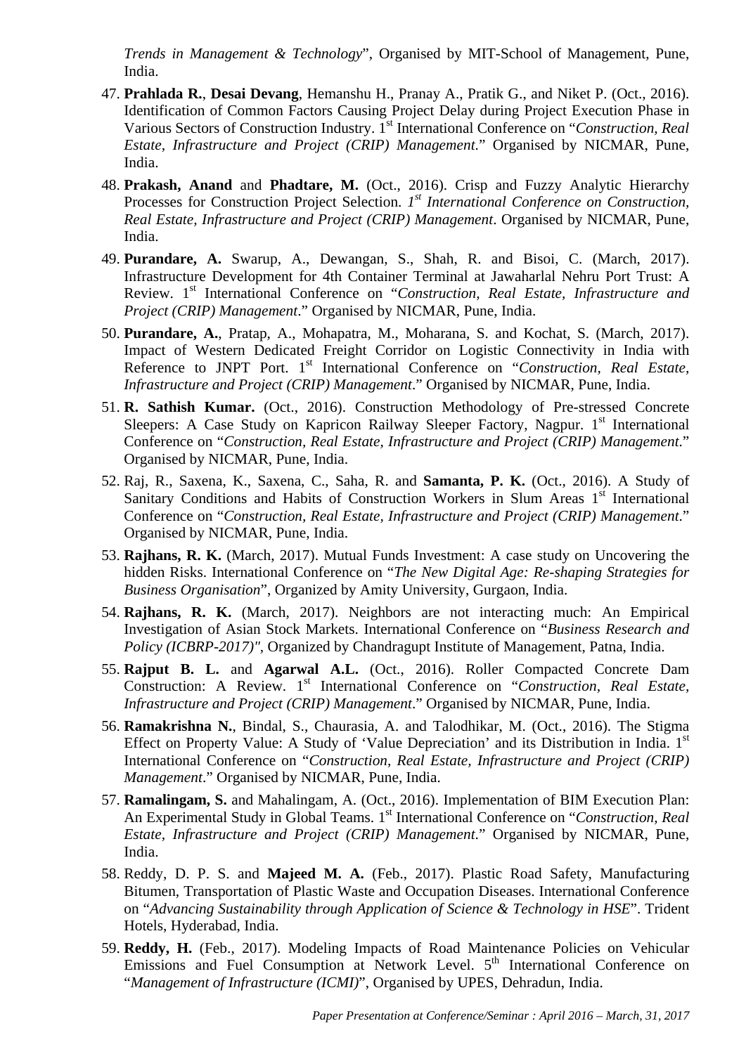*Trends in Management & Technology*", Organised by MIT-School of Management, Pune, India.

47. **Prahlada R.**, **Desai Devang**, Hemanshu H., Pranay A., Pratik G., and Niket P. (Oct., 2016). Identification of Common Factors Causing Project Delay during Project Execution Phase in Various Sectors of Construction Industry. 1st International Conference on "*Construction, Real Estate, Infrastructure and Project (CRIP) Management*." Organised by NICMAR, Pune, India.

48. **Prakash, Anand** and **Phadtare, M.** (Oct., 2016). Crisp and Fuzzy Analytic Hierarchy Processes for Construction Project Selection. *1st International Conference on Construction, Real Estate, Infrastructure and Project (CRIP) Management*. Organised by NICMAR, Pune, India.

49. **Purandare, A.** Swarup, A., Dewangan, S., Shah, R. and Bisoi, C. (March, 2017). Infrastructure Development for 4th Container Terminal at Jawaharlal Nehru Port Trust: A Review. 1st International Conference on "*Construction, Real Estate, Infrastructure and Project (CRIP) Management*." Organised by NICMAR, Pune, India.

50. **Purandare, A.**, Pratap, A., Mohapatra, M., Moharana, S. and Kochat, S. (March, 2017). Impact of Western Dedicated Freight Corridor on Logistic Connectivity in India with Reference to JNPT Port. 1st International Conference on "*Construction, Real Estate, Infrastructure and Project (CRIP) Management*." Organised by NICMAR, Pune, India.

51. **R. Sathish Kumar.** (Oct., 2016). Construction Methodology of Pre-stressed Concrete Sleepers: A Case Study on Kapricon Railway Sleeper Factory, Nagpur. 1st International Conference on "*Construction, Real Estate, Infrastructure and Project (CRIP) Management.*" Organised by NICMAR, Pune, India.

52. Raj, R., Saxena, K., Saxena, C., Saha, R. and **Samanta, P. K.** (Oct., 2016). A Study of Sanitary Conditions and Habits of Construction Workers in Slum Areas 1st International Conference on "*Construction, Real Estate, Infrastructure and Project (CRIP) Management*." Organised by NICMAR, Pune, India.

53. **Rajhans, R. K.** (March, 2017). Mutual Funds Investment: A case study on Uncovering the hidden Risks. International Conference on "*The New Digital Age: Re-shaping Strategies for Business Organisation*", Organized by Amity University, Gurgaon, India.

54. **Rajhans, R. K.** (March, 2017). Neighbors are not interacting much: An Empirical Investigation of Asian Stock Markets. International Conference on "*Business Research and Policy (ICBRP-2017)",* Organized by Chandragupt Institute of Management, Patna, India.

55. **Rajput B. L.** and **Agarwal A.L.** (Oct., 2016). Roller Compacted Concrete Dam Construction: A Review. 1st International Conference on "*Construction, Real Estate, Infrastructure and Project (CRIP) Management*." Organised by NICMAR, Pune, India.

56. **Ramakrishna N.**, Bindal, S., Chaurasia, A. and Talodhikar, M. (Oct., 2016). The Stigma Effect on Property Value: A Study of 'Value Depreciation' and its Distribution in India. 1st International Conference on "*Construction, Real Estate, Infrastructure and Project (CRIP) Management*." Organised by NICMAR, Pune, India.

57. **Ramalingam, S.** and Mahalingam, A. (Oct., 2016). Implementation of BIM Execution Plan: An Experimental Study in Global Teams. 1st International Conference on "*Construction, Real Estate, Infrastructure and Project (CRIP) Management*." Organised by NICMAR, Pune, India.

58. Reddy, D. P. S. and **Majeed M. A.** (Feb., 2017). Plastic Road Safety, Manufacturing Bitumen, Transportation of Plastic Waste and Occupation Diseases. International Conference on "*Advancing Sustainability through Application of Science & Technology in HSE*". Trident Hotels, Hyderabad, India.

59. **Reddy, H.** (Feb., 2017). Modeling Impacts of Road Maintenance Policies on Vehicular Emissions and Fuel Consumption at Network Level. 5th International Conference on "*Management of Infrastructure (ICMI)*", Organised by UPES, Dehradun, India.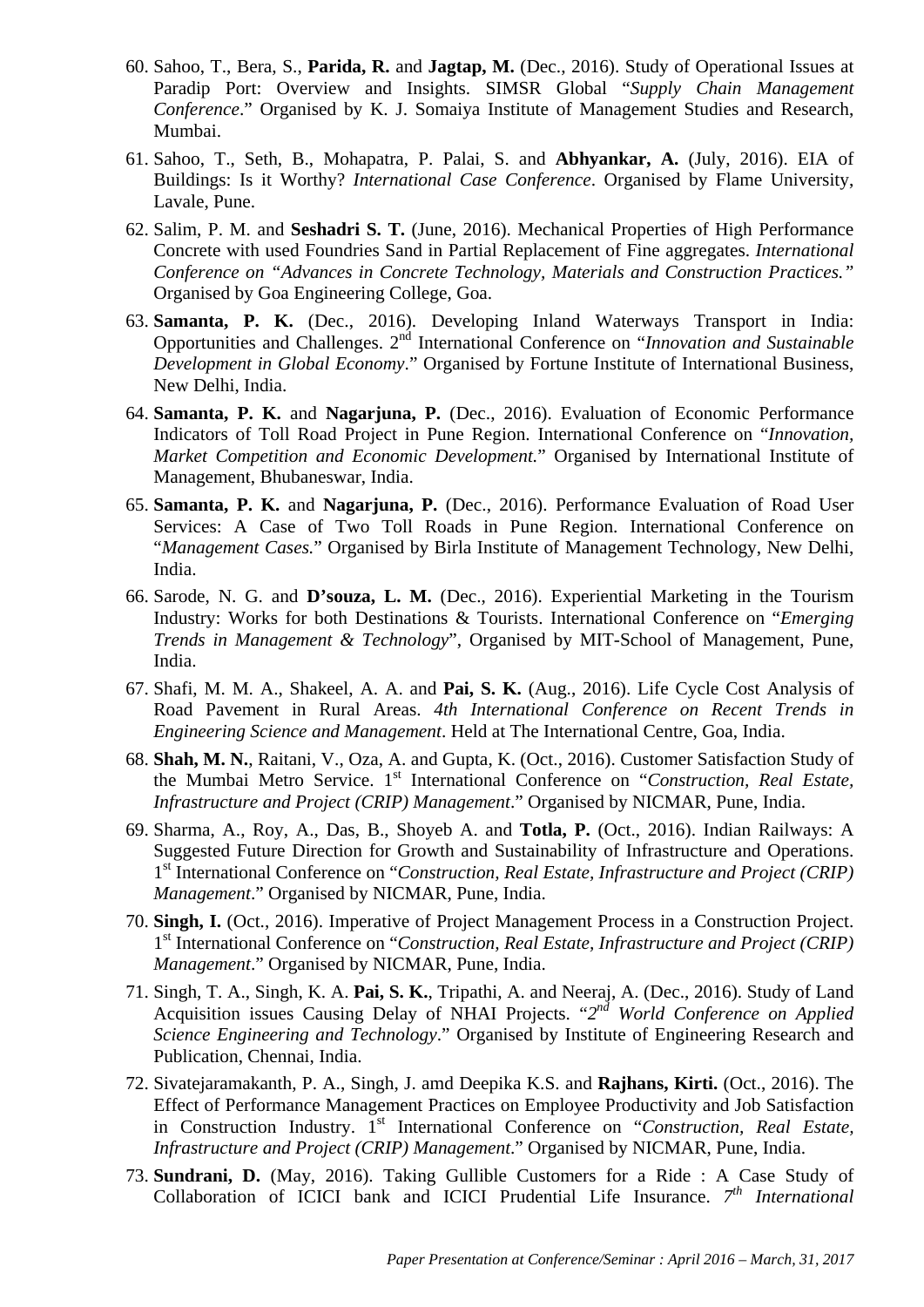60. Sahoo, T., Bera, S., **Parida, R.** and **Jagtap, M.** (Dec., 2016). Study of Operational Issues at Paradip Port: Overview and Insights. SIMSR Global "*Supply Chain Management Conference*." Organised by K. J. Somaiya Institute of Management Studies and Research, Mumbai.

61. Sahoo, T., Seth, B., Mohapatra, P. Palai, S. and **Abhyankar, A.** (July, 2016). EIA of Buildings: Is it Worthy? *International Case Conference*. Organised by Flame University, Lavale, Pune.

62. Salim, P. M. and **Seshadri S. T.** (June, 2016). Mechanical Properties of High Performance Concrete with used Foundries Sand in Partial Replacement of Fine aggregates. *International Conference on "Advances in Concrete Technology, Materials and Construction Practices."* Organised by Goa Engineering College, Goa.

63. **Samanta, P. K.** (Dec., 2016). Developing Inland Waterways Transport in India: Opportunities and Challenges. 2nd International Conference on "*Innovation and Sustainable Development in Global Economy*." Organised by Fortune Institute of International Business, New Delhi, India.

64. **Samanta, P. K.** and **Nagarjuna, P.** (Dec., 2016). Evaluation of Economic Performance Indicators of Toll Road Project in Pune Region. International Conference on "*Innovation, Market Competition and Economic Development.*" Organised by International Institute of Management, Bhubaneswar, India.

65. **Samanta, P. K.** and **Nagarjuna, P.** (Dec., 2016). Performance Evaluation of Road User Services: A Case of Two Toll Roads in Pune Region. International Conference on "*Management Cases.*" Organised by Birla Institute of Management Technology, New Delhi, India.

66. Sarode, N. G. and **D'souza, L. M.** (Dec., 2016). Experiential Marketing in the Tourism Industry: Works for both Destinations & Tourists. International Conference on "*Emerging Trends in Management & Technology*", Organised by MIT-School of Management, Pune, India.

67. Shafi, M. M. A., Shakeel, A. A. and **Pai, S. K.** (Aug., 2016). Life Cycle Cost Analysis of Road Pavement in Rural Areas. *4th International Conference on Recent Trends in Engineering Science and Management*. Held at The International Centre, Goa, India.

68. **Shah, M. N.**, Raitani, V., Oza, A. and Gupta, K. (Oct., 2016). Customer Satisfaction Study of the Mumbai Metro Service. 1st International Conference on "*Construction, Real Estate, Infrastructure and Project (CRIP) Management*." Organised by NICMAR, Pune, India.

69. Sharma, A., Roy, A., Das, B., Shoyeb A. and **Totla, P.** (Oct., 2016). Indian Railways: A Suggested Future Direction for Growth and Sustainability of Infrastructure and Operations. 1st International Conference on "*Construction, Real Estate, Infrastructure and Project (CRIP) Management*." Organised by NICMAR, Pune, India.

70. **Singh, I.** (Oct., 2016). Imperative of Project Management Process in a Construction Project. 1st International Conference on "*Construction, Real Estate, Infrastructure and Project (CRIP) Management*." Organised by NICMAR, Pune, India.

71. Singh, T. A., Singh, K. A. **Pai, S. K.**, Tripathi, A. and Neeraj, A. (Dec., 2016). Study of Land Acquisition issues Causing Delay of NHAI Projects. "*2nd World Conference on Applied Science Engineering and Technology*." Organised by Institute of Engineering Research and Publication, Chennai, India.

72. Sivatejaramakanth, P. A., Singh, J. amd Deepika K.S. and **Rajhans, Kirti.** (Oct., 2016). The Effect of Performance Management Practices on Employee Productivity and Job Satisfaction in Construction Industry. 1st International Conference on "*Construction, Real Estate, Infrastructure and Project (CRIP) Management*." Organised by NICMAR, Pune, India.

73. **Sundrani, D.** (May, 2016). Taking Gullible Customers for a Ride : A Case Study of Collaboration of ICICI bank and ICICI Prudential Life Insurance. *7th International*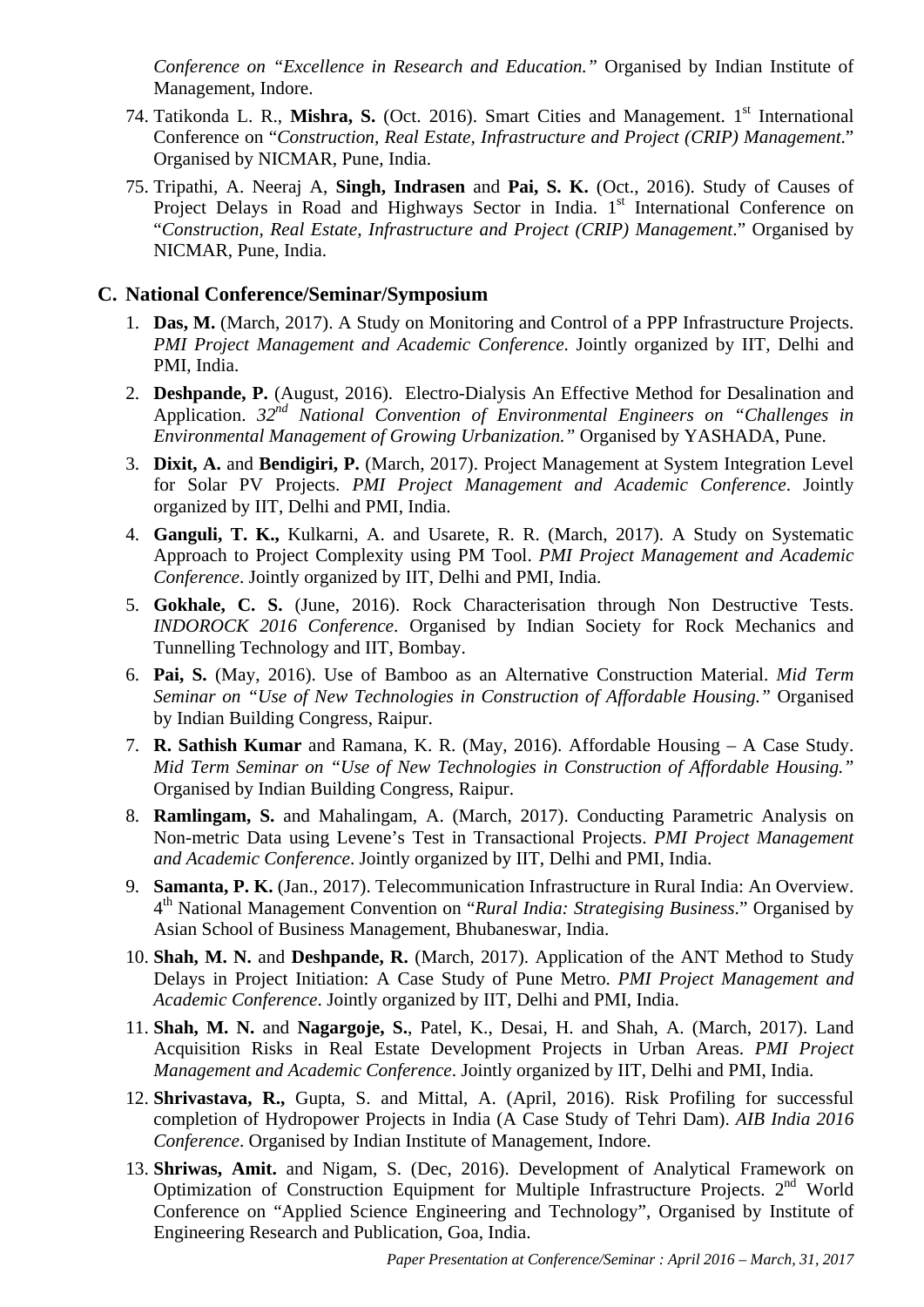*Conference on "Excellence in Research and Education."* Organised by Indian Institute of Management, Indore.

74. Tatikonda L. R., **Mishra, S.** (Oct. 2016). Smart Cities and Management. 1st International Conference on "*Construction, Real Estate, Infrastructure and Project (CRIP) Management*." Organised by NICMAR, Pune, India.
75. Tripathi, A. Neeraj A, **Singh, Indrasen** and **Pai, S. K.** (Oct., 2016). Study of Causes of Project Delays in Road and Highways Sector in India. 1st International Conference on "*Construction, Real Estate, Infrastructure and Project (CRIP) Management*." Organised by NICMAR, Pune, India.

## C. National Conference/Seminar/Symposium

1. **Das, M.** (March, 2017). A Study on Monitoring and Control of a PPP Infrastructure Projects. *PMI Project Management and Academic Conference.* Jointly organized by IIT, Delhi and PMI, India.
2. **Deshpande, P.** (August, 2016). Electro-Dialysis An Effective Method for Desalination and Application. *32nd National Convention of Environmental Engineers on "Challenges in Environmental Management of Growing Urbanization."* Organised by YASHADA, Pune.
3. **Dixit, A.** and **Bendigiri, P.** (March, 2017). Project Management at System Integration Level for Solar PV Projects. *PMI Project Management and Academic Conference*. Jointly organized by IIT, Delhi and PMI, India.
4. **Ganguli, T. K.,** Kulkarni, A. and Usarete, R. R. (March, 2017). A Study on Systematic Approach to Project Complexity using PM Tool. *PMI Project Management and Academic Conference*. Jointly organized by IIT, Delhi and PMI, India.
5. **Gokhale, C. S.** (June, 2016). Rock Characterisation through Non Destructive Tests. *INDOROCK 2016 Conference*. Organised by Indian Society for Rock Mechanics and Tunnelling Technology and IIT, Bombay.
6. **Pai, S.** (May, 2016). Use of Bamboo as an Alternative Construction Material. *Mid Term Seminar on "Use of New Technologies in Construction of Affordable Housing."* Organised by Indian Building Congress, Raipur.
7. **R. Sathish Kumar** and Ramana, K. R. (May, 2016). Affordable Housing – A Case Study. *Mid Term Seminar on "Use of New Technologies in Construction of Affordable Housing."* Organised by Indian Building Congress, Raipur.
8. **Ramlingam, S.** and Mahalingam, A. (March, 2017). Conducting Parametric Analysis on Non-metric Data using Levene's Test in Transactional Projects. *PMI Project Management and Academic Conference*. Jointly organized by IIT, Delhi and PMI, India.
9. **Samanta, P. K.** (Jan., 2017). Telecommunication Infrastructure in Rural India: An Overview. 4th National Management Convention on "*Rural India: Strategising Business*." Organised by Asian School of Business Management, Bhubaneswar, India.
10. **Shah, M. N.** and **Deshpande, R.** (March, 2017). Application of the ANT Method to Study Delays in Project Initiation: A Case Study of Pune Metro. *PMI Project Management and Academic Conference*. Jointly organized by IIT, Delhi and PMI, India.
11. **Shah, M. N.** and **Nagargoje, S.**, Patel, K., Desai, H. and Shah, A. (March, 2017). Land Acquisition Risks in Real Estate Development Projects in Urban Areas. *PMI Project Management and Academic Conference*. Jointly organized by IIT, Delhi and PMI, India.
12. **Shrivastava, R.,** Gupta, S. and Mittal, A. (April, 2016). Risk Profiling for successful completion of Hydropower Projects in India (A Case Study of Tehri Dam). *AIB India 2016 Conference*. Organised by Indian Institute of Management, Indore.
13. **Shriwas, Amit.** and Nigam, S. (Dec, 2016). Development of Analytical Framework on Optimization of Construction Equipment for Multiple Infrastructure Projects. 2nd World Conference on "Applied Science Engineering and Technology", Organised by Institute of Engineering Research and Publication, Goa, India.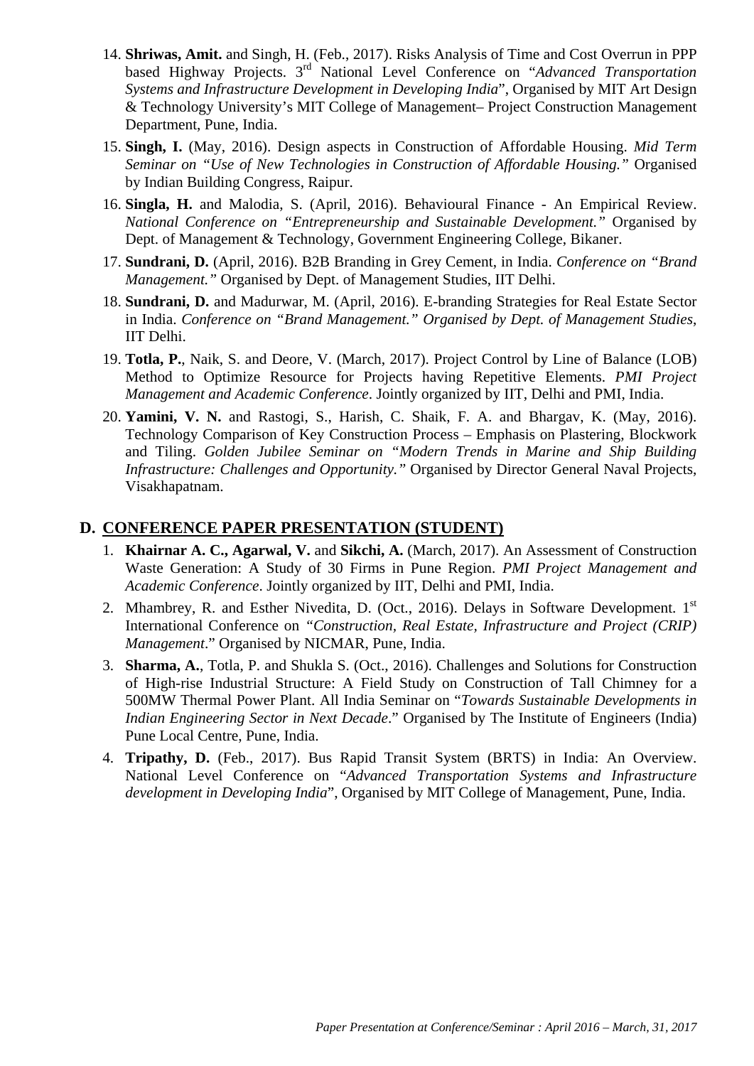14. **Shriwas, Amit.** and Singh, H. (Feb., 2017). Risks Analysis of Time and Cost Overrun in PPP based Highway Projects. 3rd National Level Conference on "*Advanced Transportation Systems and Infrastructure Development in Developing India*", Organised by MIT Art Design & Technology University's MIT College of Management– Project Construction Management Department, Pune, India.
15. **Singh, I.** (May, 2016). Design aspects in Construction of Affordable Housing. *Mid Term Seminar on "Use of New Technologies in Construction of Affordable Housing."* Organised by Indian Building Congress, Raipur.
16. **Singla, H.** and Malodia, S. (April, 2016). Behavioural Finance - An Empirical Review. *National Conference on "Entrepreneurship and Sustainable Development."* Organised by Dept. of Management & Technology, Government Engineering College, Bikaner.
17. **Sundrani, D.** (April, 2016). B2B Branding in Grey Cement, in India. *Conference on "Brand Management."* Organised by Dept. of Management Studies, IIT Delhi.
18. **Sundrani, D.** and Madurwar, M. (April, 2016). E-branding Strategies for Real Estate Sector in India. *Conference on "Brand Management." Organised by Dept. of Management Studies*, IIT Delhi.
19. **Totla, P.**, Naik, S. and Deore, V. (March, 2017). Project Control by Line of Balance (LOB) Method to Optimize Resource for Projects having Repetitive Elements. *PMI Project Management and Academic Conference*. Jointly organized by IIT, Delhi and PMI, India.
20. **Yamini, V. N.** and Rastogi, S., Harish, C. Shaik, F. A. and Bhargav, K. (May, 2016). Technology Comparison of Key Construction Process – Emphasis on Plastering, Blockwork and Tiling. *Golden Jubilee Seminar on "Modern Trends in Marine and Ship Building Infrastructure: Challenges and Opportunity."* Organised by Director General Naval Projects, Visakhapatnam.

## D. CONFERENCE PAPER PRESENTATION (STUDENT)

1. **Khairnar A. C., Agarwal, V.** and **Sikchi, A.** (March, 2017). An Assessment of Construction Waste Generation: A Study of 30 Firms in Pune Region. *PMI Project Management and Academic Conference*. Jointly organized by IIT, Delhi and PMI, India.
2. Mhambrey, R. and Esther Nivedita, D. (Oct., 2016). Delays in Software Development. 1st International Conference on *"Construction, Real Estate, Infrastructure and Project (CRIP) Management*." Organised by NICMAR, Pune, India.
3. **Sharma, A.**, Totla, P. and Shukla S. (Oct., 2016). Challenges and Solutions for Construction of High-rise Industrial Structure: A Field Study on Construction of Tall Chimney for a 500MW Thermal Power Plant. All India Seminar on "*Towards Sustainable Developments in Indian Engineering Sector in Next Decade*." Organised by The Institute of Engineers (India) Pune Local Centre, Pune, India.
4. **Tripathy, D.** (Feb., 2017). Bus Rapid Transit System (BRTS) in India: An Overview. National Level Conference on "*Advanced Transportation Systems and Infrastructure development in Developing India*", Organised by MIT College of Management, Pune, India.